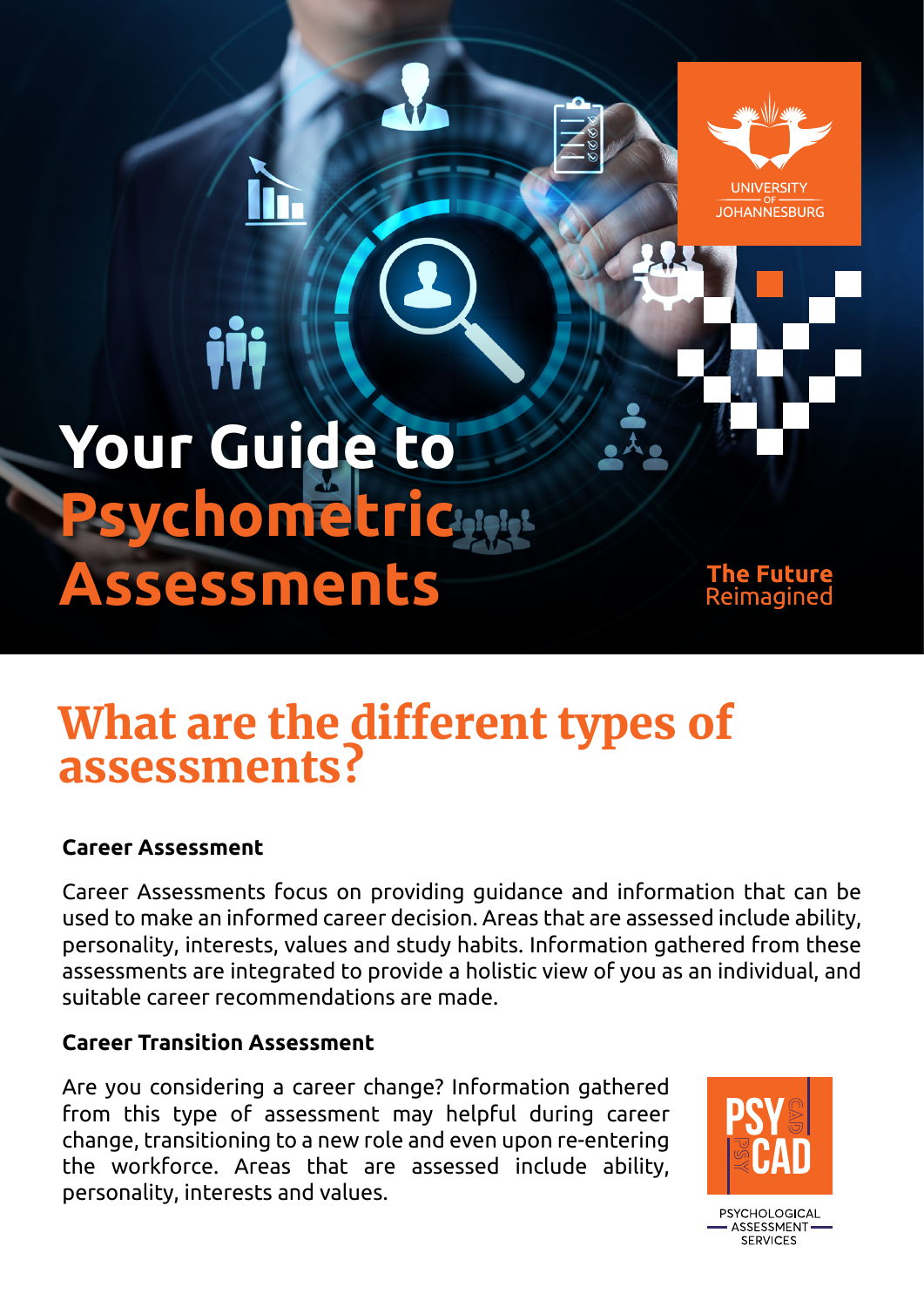# Your Guide to Psychometric Assessments

UNIVERSITY OF JOHANNESBURG

**The Future** Reimagined

## What are the different types of assessments?

### Career Assessment

Career Assessments focus on providing guidance and information that can be used to make an informed career decision. Areas that are assessed include ability, personality, interests, values and study habits. Information gathered from these assessments are integrated to provide a holistic view of you as an individual, and suitable career recommendations are made.

### Career Transition Assessment

Are you considering a career change? Information gathered from this type of assessment may helpful during career change, transitioning to a new role and even upon re-entering the workforce. Areas that are assessed include ability, personality, interests and values.

PSYCAD
PSYCHOLOGICAL ASSESSMENT SERVICES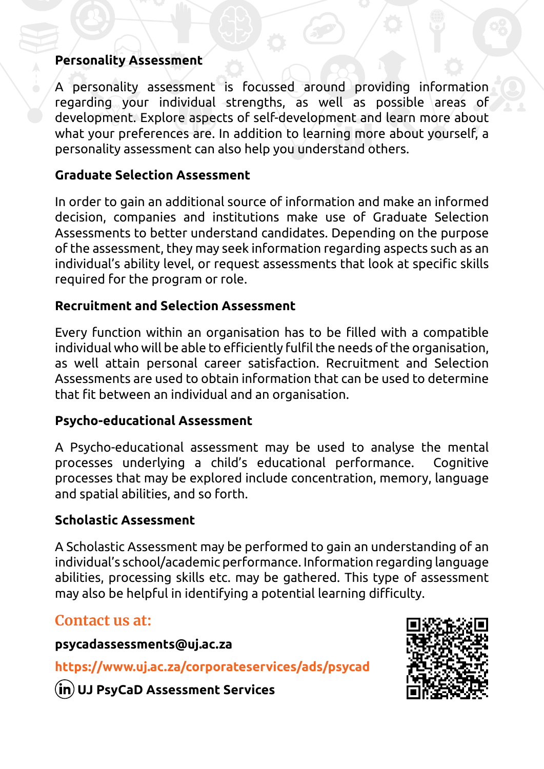## Personality Assessment

A personality assessment is focussed around providing information regarding your individual strengths, as well as possible areas of development. Explore aspects of self-development and learn more about what your preferences are. In addition to learning more about yourself, a personality assessment can also help you understand others.

## Graduate Selection Assessment

In order to gain an additional source of information and make an informed decision, companies and institutions make use of Graduate Selection Assessments to better understand candidates. Depending on the purpose of the assessment, they may seek information regarding aspects such as an individual's ability level, or request assessments that look at specific skills required for the program or role.

## Recruitment and Selection Assessment

Every function within an organisation has to be filled with a compatible individual who will be able to efficiently fulfil the needs of the organisation, as well attain personal career satisfaction. Recruitment and Selection Assessments are used to obtain information that can be used to determine that fit between an individual and an organisation.

## Psycho-educational Assessment

A Psycho-educational assessment may be used to analyse the mental processes underlying a child's educational performance. Cognitive processes that may be explored include concentration, memory, language and spatial abilities, and so forth.

## Scholastic Assessment

A Scholastic Assessment may be performed to gain an understanding of an individual's school/academic performance. Information regarding language abilities, processing skills etc. may be gathered. This type of assessment may also be helpful in identifying a potential learning difficulty.

## Contact us at:

**psycadassessments@uj.ac.za**

**https://www.uj.ac.za/corporateservices/ads/psycad**

**UJ PsyCaD Assessment Services**